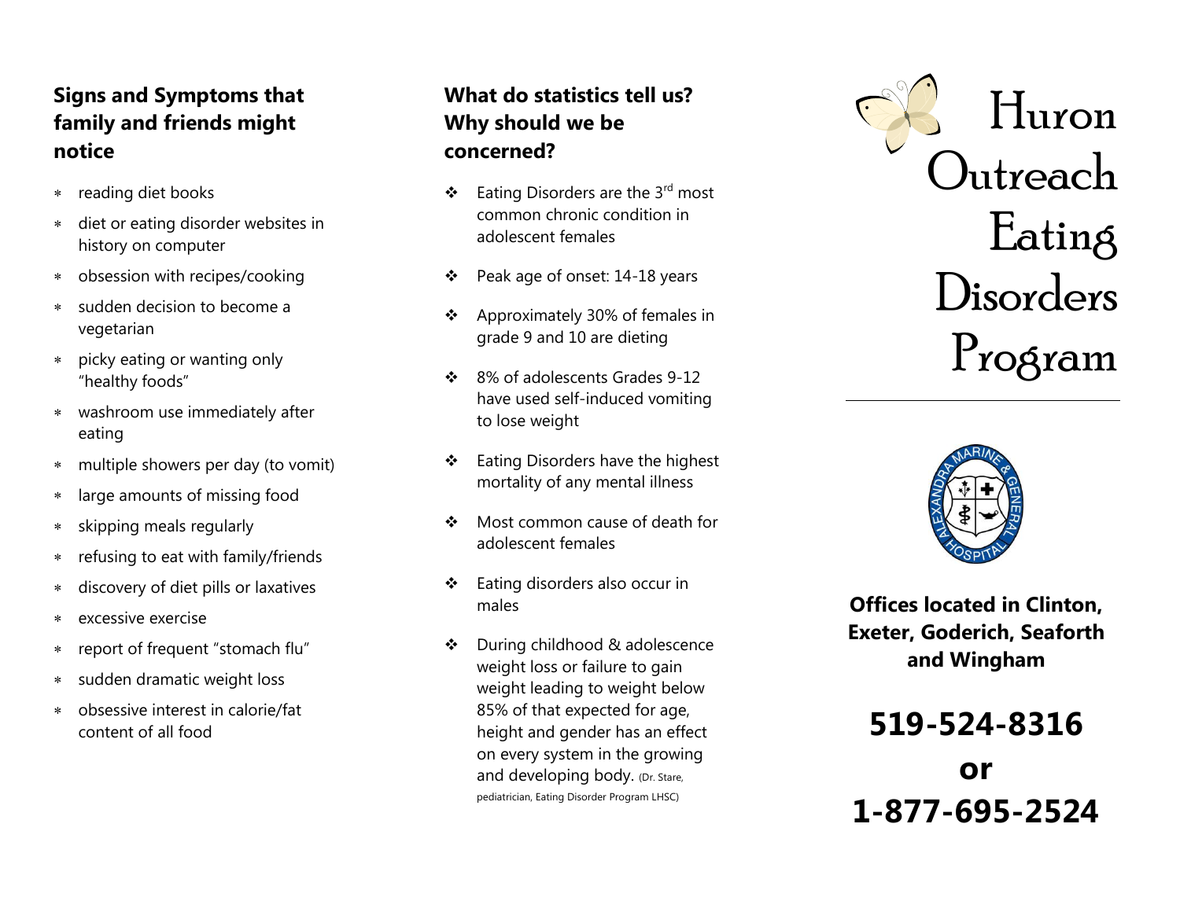## Signs and Symptoms that family and friends might notice

- reading diet books
- diet or eating disorder websites in history on computer
- obsession with recipes/cooking
- sudden decision to become a vegetarian
- picky eating or wanting only "healthy foods"
- washroom use immediately after eating
- multiple showers per day (to vomit)
- large amounts of missing food
- skipping meals regularly
- refusing to eat with family/friends
- discovery of diet pills or laxatives
- excessive exercise
- report of frequent "stomach flu"
- sudden dramatic weight loss
- obsessive interest in calorie/fat content of all food

## What do statistics tell us? Why should we be concerned?

- Eating Disorders are the 3rd most common chronic condition in adolescent females
- Peak age of onset: 14-18 years
- Approximately 30% of females in grade 9 and 10 are dieting
- 8% of adolescents Grades 9-12 have used self-induced vomiting to lose weight
- Eating Disorders have the highest mortality of any mental illness
- Most common cause of death for adolescent females
- Eating disorders also occur in males
- During childhood & adolescence weight loss or failure to gain weight leading to weight below 85% of that expected for age, height and gender has an effect on every system in the growing and developing body. (Dr. Stare, pediatrician, Eating Disorder Program LHSC)

# Huron Outreach Eating Disorders Program

ALEXANDRA MARINE & GENERAL HOSPITAL

**Offices located in Clinton, Exeter, Goderich, Seaforth and Wingham**

**519-524-8316**

**or**

**1-877-695-2524**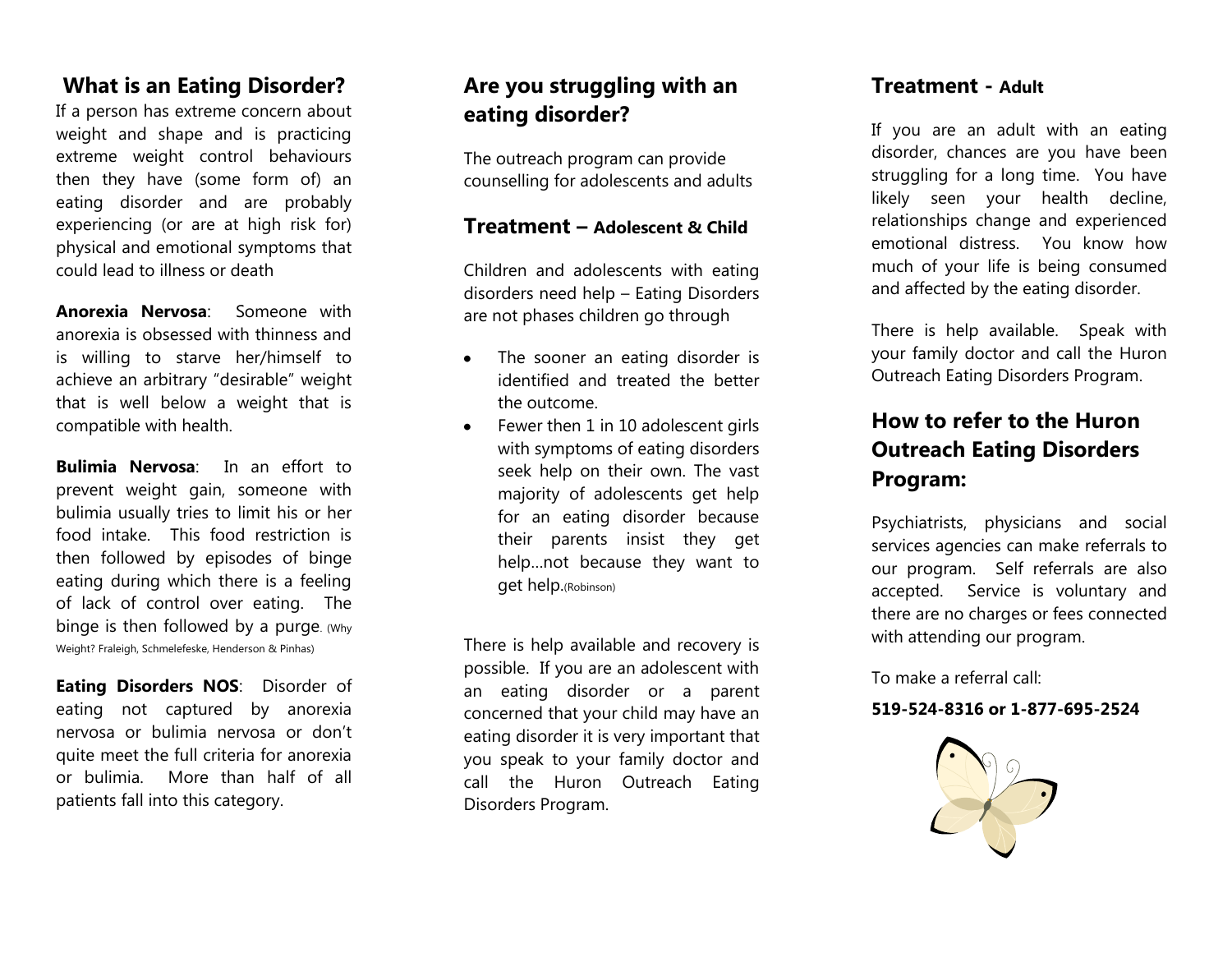## What is an Eating Disorder?

If a person has extreme concern about weight and shape and is practicing extreme weight control behaviours then they have (some form of) an eating disorder and are probably experiencing (or are at high risk for) physical and emotional symptoms that could lead to illness or death

**Anorexia Nervosa**: Someone with anorexia is obsessed with thinness and is willing to starve her/himself to achieve an arbitrary "desirable" weight that is well below a weight that is compatible with health.

**Bulimia Nervosa**: In an effort to prevent weight gain, someone with bulimia usually tries to limit his or her food intake. This food restriction is then followed by episodes of binge eating during which there is a feeling of lack of control over eating. The binge is then followed by a purge. (Why Weight? Fraleigh, Schmelefeske, Henderson & Pinhas)

**Eating Disorders NOS**: Disorder of eating not captured by anorexia nervosa or bulimia nervosa or don't quite meet the full criteria for anorexia or bulimia. More than half of all patients fall into this category.

## Are you struggling with an eating disorder?

The outreach program can provide counselling for adolescents and adults

## Treatment – Adolescent & Child

Children and adolescents with eating disorders need help – Eating Disorders are not phases children go through

- The sooner an eating disorder is identified and treated the better the outcome.
- Fewer then 1 in 10 adolescent girls with symptoms of eating disorders seek help on their own. The vast majority of adolescents get help for an eating disorder because their parents insist they get help…not because they want to get help.(Robinson)

There is help available and recovery is possible. If you are an adolescent with an eating disorder or a parent concerned that your child may have an eating disorder it is very important that you speak to your family doctor and call the Huron Outreach Eating Disorders Program.

## Treatment - Adult

If you are an adult with an eating disorder, chances are you have been struggling for a long time. You have likely seen your health decline, relationships change and experienced emotional distress. You know how much of your life is being consumed and affected by the eating disorder.

There is help available. Speak with your family doctor and call the Huron Outreach Eating Disorders Program.

## How to refer to the Huron Outreach Eating Disorders Program:

Psychiatrists, physicians and social services agencies can make referrals to our program. Self referrals are also accepted. Service is voluntary and there are no charges or fees connected with attending our program.

To make a referral call:

**519-524-8316 or 1-877-695-2524**